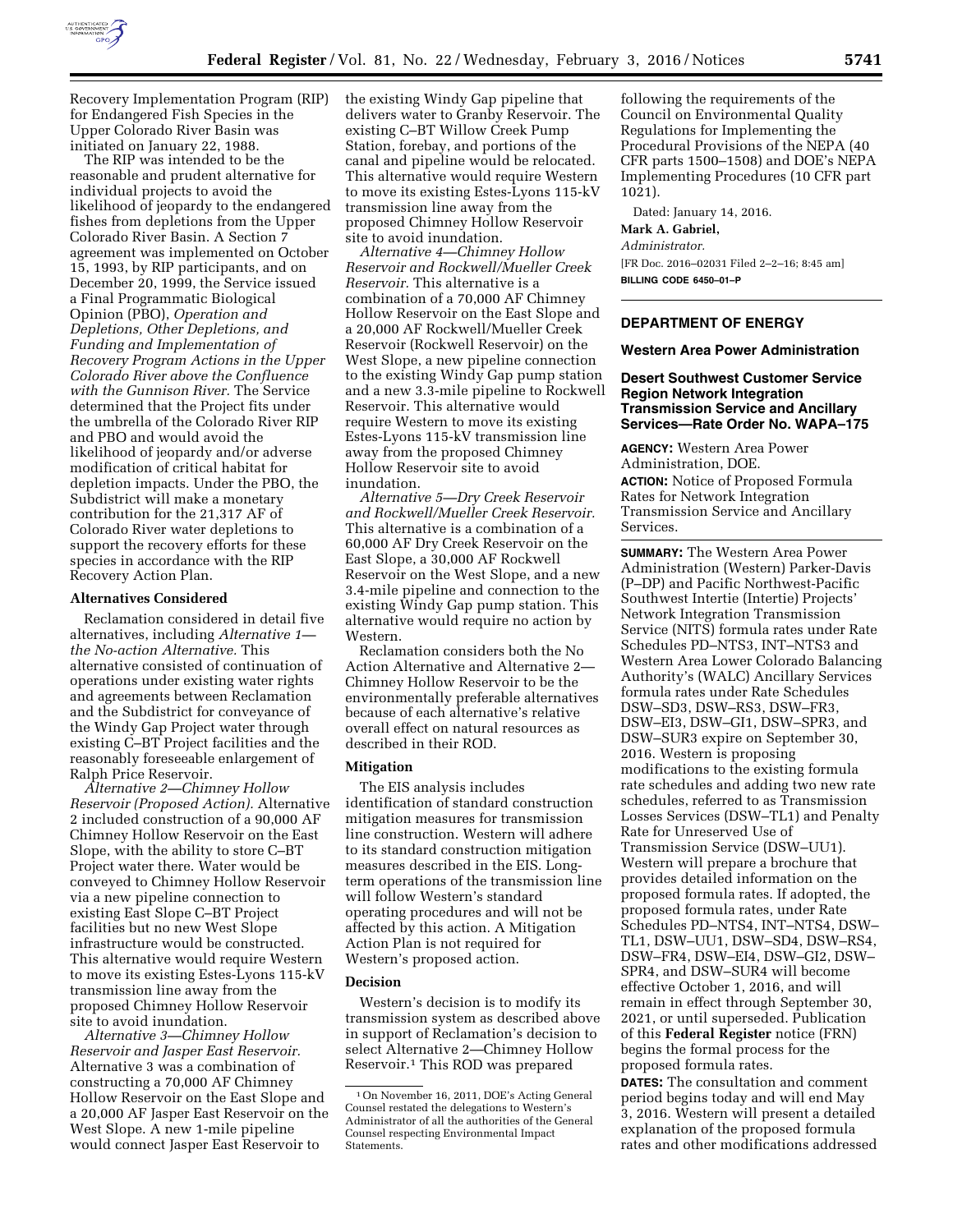Recovery Implementation Program (RIP) for Endangered Fish Species in the Upper Colorado River Basin was initiated on January 22, 1988.

The RIP was intended to be the reasonable and prudent alternative for individual projects to avoid the likelihood of jeopardy to the endangered fishes from depletions from the Upper Colorado River Basin. A Section 7 agreement was implemented on October 15, 1993, by RIP participants, and on December 20, 1999, the Service issued a Final Programmatic Biological Opinion (PBO), *Operation and Depletions, Other Depletions, and Funding and Implementation of Recovery Program Actions in the Upper Colorado River above the Confluence with the Gunnison River.* The Service determined that the Project fits under the umbrella of the Colorado River RIP and PBO and would avoid the likelihood of jeopardy and/or adverse modification of critical habitat for depletion impacts. Under the PBO, the Subdistrict will make a monetary contribution for the 21,317 AF of Colorado River water depletions to support the recovery efforts for these species in accordance with the RIP Recovery Action Plan.

## Alternatives Considered

Reclamation considered in detail five alternatives, including *Alternative 1—the No-action Alternative.* This alternative consisted of continuation of operations under existing water rights and agreements between Reclamation and the Subdistrict for conveyance of the Windy Gap Project water through existing C–BT Project facilities and the reasonably foreseeable enlargement of Ralph Price Reservoir.

*Alternative 2—Chimney Hollow Reservoir (Proposed Action).* Alternative 2 included construction of a 90,000 AF Chimney Hollow Reservoir on the East Slope, with the ability to store C–BT Project water there. Water would be conveyed to Chimney Hollow Reservoir via a new pipeline connection to existing East Slope C–BT Project facilities but no new West Slope infrastructure would be constructed. This alternative would require Western to move its existing Estes-Lyons 115-kV transmission line away from the proposed Chimney Hollow Reservoir site to avoid inundation.

*Alternative 3—Chimney Hollow Reservoir and Jasper East Reservoir.* Alternative 3 was a combination of constructing a 70,000 AF Chimney Hollow Reservoir on the East Slope and a 20,000 AF Jasper East Reservoir on the West Slope. A new 1-mile pipeline would connect Jasper East Reservoir to the existing Windy Gap pipeline that delivers water to Granby Reservoir. The existing C–BT Willow Creek Pump Station, forebay, and portions of the canal and pipeline would be relocated. This alternative would require Western to move its existing Estes-Lyons 115-kV transmission line away from the proposed Chimney Hollow Reservoir site to avoid inundation.

*Alternative 4—Chimney Hollow Reservoir and Rockwell/Mueller Creek Reservoir.* This alternative is a combination of a 70,000 AF Chimney Hollow Reservoir on the East Slope and a 20,000 AF Rockwell/Mueller Creek Reservoir (Rockwell Reservoir) on the West Slope, a new pipeline connection to the existing Windy Gap pump station and a new 3.3-mile pipeline to Rockwell Reservoir. This alternative would require Western to move its existing Estes-Lyons 115-kV transmission line away from the proposed Chimney Hollow Reservoir site to avoid inundation.

*Alternative 5—Dry Creek Reservoir and Rockwell/Mueller Creek Reservoir.* This alternative is a combination of a 60,000 AF Dry Creek Reservoir on the East Slope, a 30,000 AF Rockwell Reservoir on the West Slope, and a new 3.4-mile pipeline and connection to the existing Windy Gap pump station. This alternative would require no action by Western.

Reclamation considers both the No Action Alternative and Alternative 2—Chimney Hollow Reservoir to be the environmentally preferable alternatives because of each alternative's relative overall effect on natural resources as described in their ROD.

## Mitigation

The EIS analysis includes identification of standard construction mitigation measures for transmission line construction. Western will adhere to its standard construction mitigation measures described in the EIS. Long-term operations of the transmission line will follow Western's standard operating procedures and will not be affected by this action. A Mitigation Action Plan is not required for Western's proposed action.

## Decision

Western's decision is to modify its transmission system as described above in support of Reclamation's decision to select Alternative 2—Chimney Hollow Reservoir.[1] This ROD was prepared following the requirements of the Council on Environmental Quality Regulations for Implementing the Procedural Provisions of the NEPA (40 CFR parts 1500–1508) and DOE's NEPA Implementing Procedures (10 CFR part 1021).

[1] On November 16, 2011, DOE's Acting General Counsel restated the delegations to Western's Administrator of all the authorities of the General Counsel respecting Environmental Impact Statements.

Dated: January 14, 2016.

**Mark A. Gabriel,**

*Administrator.*

[FR Doc. 2016–02031 Filed 2–2–16; 8:45 am]

**BILLING CODE 6450–01–P**

---

# DEPARTMENT OF ENERGY

## Western Area Power Administration

### Desert Southwest Customer Service Region Network Integration Transmission Service and Ancillary Services—Rate Order No. WAPA–175

**AGENCY:** Western Area Power Administration, DOE.

**ACTION:** Notice of Proposed Formula Rates for Network Integration Transmission Service and Ancillary Services.

**SUMMARY:** The Western Area Power Administration (Western) Parker-Davis (P–DP) and Pacific Northwest-Pacific Southwest Intertie (Intertie) Projects' Network Integration Transmission Service (NITS) formula rates under Rate Schedules PD–NTS3, INT–NTS3 and Western Area Lower Colorado Balancing Authority's (WALC) Ancillary Services formula rates under Rate Schedules DSW–SD3, DSW–RS3, DSW–FR3, DSW–EI3, DSW–GI1, DSW–SPR3, and DSW–SUR3 expire on September 30, 2016. Western is proposing modifications to the existing formula rate schedules and adding two new rate schedules, referred to as Transmission Losses Services (DSW–TL1) and Penalty Rate for Unreserved Use of Transmission Service (DSW–UU1). Western will prepare a brochure that provides detailed information on the proposed formula rates. If adopted, the proposed formula rates, under Rate Schedules PD–NTS4, INT–NTS4, DSW–TL1, DSW–UU1, DSW–SD4, DSW–RS4, DSW–FR4, DSW–EI4, DSW–GI2, DSW–SPR4, and DSW–SUR4 will become effective October 1, 2016, and will remain in effect through September 30, 2021, or until superseded. Publication of this **Federal Register** notice (FRN) begins the formal process for the proposed formula rates.

**DATES:** The consultation and comment period begins today and will end May 3, 2016. Western will present a detailed explanation of the proposed formula rates and other modifications addressed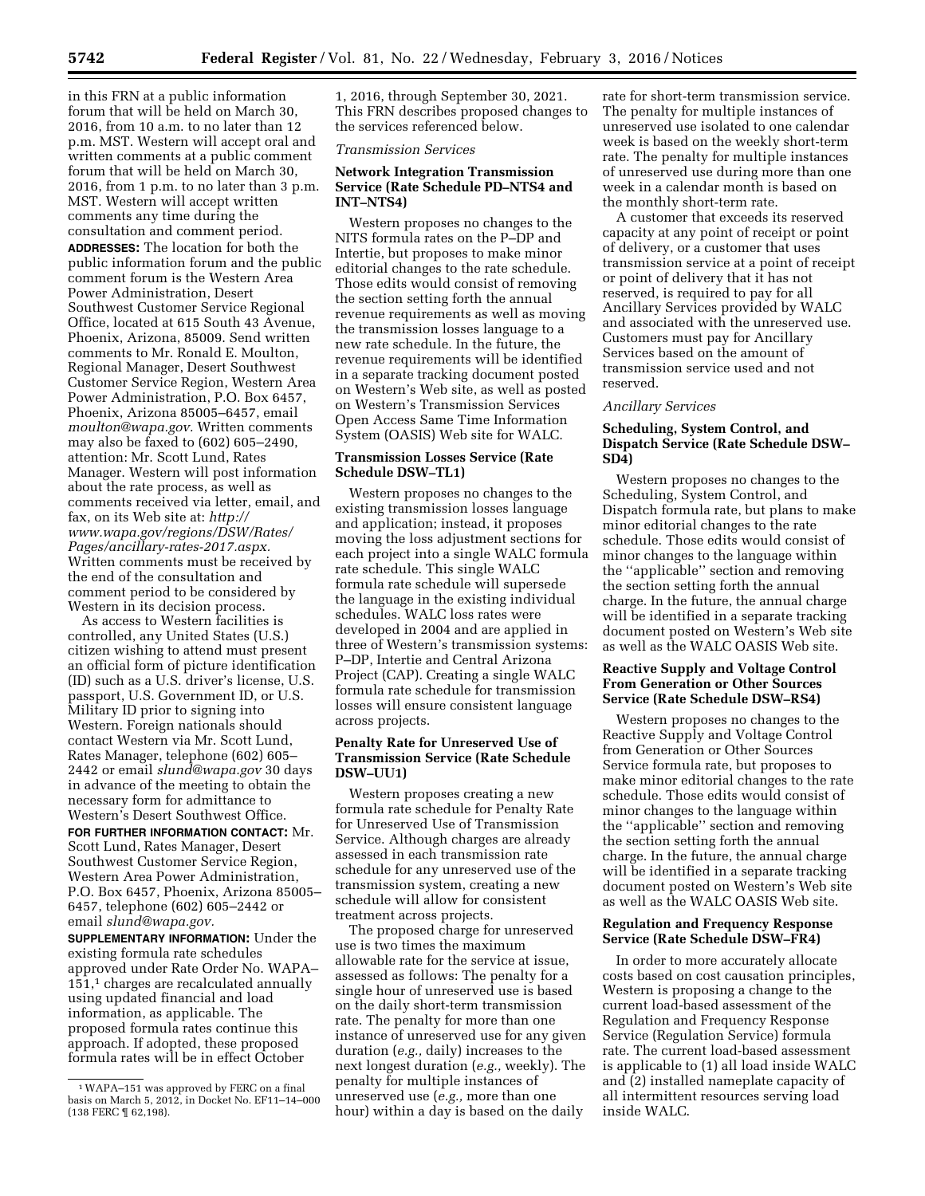in this FRN at a public information forum that will be held on March 30, 2016, from 10 a.m. to no later than 12 p.m. MST. Western will accept oral and written comments at a public comment forum that will be held on March 30, 2016, from 1 p.m. to no later than 3 p.m. MST. Western will accept written comments any time during the consultation and comment period.

**ADDRESSES:** The location for both the public information forum and the public comment forum is the Western Area Power Administration, Desert Southwest Customer Service Regional Office, located at 615 South 43 Avenue, Phoenix, Arizona, 85009. Send written comments to Mr. Ronald E. Moulton, Regional Manager, Desert Southwest Customer Service Region, Western Area Power Administration, P.O. Box 6457, Phoenix, Arizona 85005–6457, email *moulton@wapa.gov.* Written comments may also be faxed to (602) 605–2490, attention: Mr. Scott Lund, Rates Manager. Western will post information about the rate process, as well as comments received via letter, email, and fax, on its Web site at: *http://www.wapa.gov/regions/DSW/Rates/Pages/ancillary-rates-2017.aspx.* Written comments must be received by the end of the consultation and comment period to be considered by Western in its decision process.

As access to Western facilities is controlled, any United States (U.S.) citizen wishing to attend must present an official form of picture identification (ID) such as a U.S. driver's license, U.S. passport, U.S. Government ID, or U.S. Military ID prior to signing into Western. Foreign nationals should contact Western via Mr. Scott Lund, Rates Manager, telephone (602) 605–2442 or email *slund@wapa.gov* 30 days in advance of the meeting to obtain the necessary form for admittance to Western's Desert Southwest Office.

**FOR FURTHER INFORMATION CONTACT:** Mr. Scott Lund, Rates Manager, Desert Southwest Customer Service Region, Western Area Power Administration, P.O. Box 6457, Phoenix, Arizona 85005–6457, telephone (602) 605–2442 or email *slund@wapa.gov.*

**SUPPLEMENTARY INFORMATION:** Under the existing formula rate schedules approved under Rate Order No. WAPA–151,[1] charges are recalculated annually using updated financial and load information, as applicable. The proposed formula rates continue this approach. If adopted, these proposed formula rates will be in effect October 1, 2016, through September 30, 2021. This FRN describes proposed changes to the services referenced below.

*Transmission Services*

**Network Integration Transmission Service (Rate Schedule PD–NTS4 and INT–NTS4)**

Western proposes no changes to the NITS formula rates on the P–DP and Intertie, but proposes to make minor editorial changes to the rate schedule. Those edits would consist of removing the section setting forth the annual revenue requirements as well as moving the transmission losses language to a new rate schedule. In the future, the revenue requirements will be identified in a separate tracking document posted on Western's Web site, as well as posted on Western's Transmission Services Open Access Same Time Information System (OASIS) Web site for WALC.

**Transmission Losses Service (Rate Schedule DSW–TL1)**

Western proposes no changes to the existing transmission losses language and application; instead, it proposes moving the loss adjustment sections for each project into a single WALC formula rate schedule. This single WALC formula rate schedule will supersede the language in the existing individual schedules. WALC loss rates were developed in 2004 and are applied in three of Western's transmission systems: P–DP, Intertie and Central Arizona Project (CAP). Creating a single WALC formula rate schedule for transmission losses will ensure consistent language across projects.

**Penalty Rate for Unreserved Use of Transmission Service (Rate Schedule DSW–UU1)**

Western proposes creating a new formula rate schedule for Penalty Rate for Unreserved Use of Transmission Service. Although charges are already assessed in each transmission rate schedule for any unreserved use of the transmission system, creating a new schedule will allow for consistent treatment across projects.

The proposed charge for unreserved use is two times the maximum allowable rate for the service at issue, assessed as follows: The penalty for a single hour of unreserved use is based on the daily short-term transmission rate. The penalty for more than one instance of unreserved use for any given duration (*e.g.,* daily) increases to the next longest duration (*e.g.,* weekly). The penalty for multiple instances of unreserved use (*e.g.,* more than one hour) within a day is based on the daily rate for short-term transmission service. The penalty for multiple instances of unreserved use isolated to one calendar week is based on the weekly short-term rate. The penalty for multiple instances of unreserved use during more than one week in a calendar month is based on the monthly short-term rate.

A customer that exceeds its reserved capacity at any point of receipt or point of delivery, or a customer that uses transmission service at a point of receipt or point of delivery that it has not reserved, is required to pay for all Ancillary Services provided by WALC and associated with the unreserved use. Customers must pay for Ancillary Services based on the amount of transmission service used and not reserved.

*Ancillary Services*

**Scheduling, System Control, and Dispatch Service (Rate Schedule DSW–SD4)**

Western proposes no changes to the Scheduling, System Control, and Dispatch formula rate, but plans to make minor editorial changes to the rate schedule. Those edits would consist of minor changes to the language within the "applicable" section and removing the section setting forth the annual charge. In the future, the annual charge will be identified in a separate tracking document posted on Western's Web site as well as the WALC OASIS Web site.

**Reactive Supply and Voltage Control From Generation or Other Sources Service (Rate Schedule DSW–RS4)**

Western proposes no changes to the Reactive Supply and Voltage Control from Generation or Other Sources Service formula rate, but proposes to make minor editorial changes to the rate schedule. Those edits would consist of minor changes to the language within the "applicable" section and removing the section setting forth the annual charge. In the future, the annual charge will be identified in a separate tracking document posted on Western's Web site as well as the WALC OASIS Web site.

**Regulation and Frequency Response Service (Rate Schedule DSW–FR4)**

In order to more accurately allocate costs based on cost causation principles, Western is proposing a change to the current load-based assessment of the Regulation and Frequency Response Service (Regulation Service) formula rate. The current load-based assessment is applicable to (1) all load inside WALC and (2) installed nameplate capacity of all intermittent resources serving load inside WALC.

---

[1] WAPA–151 was approved by FERC on a final basis on March 5, 2012, in Docket No. EF11–14–000 (138 FERC ¶ 62,198).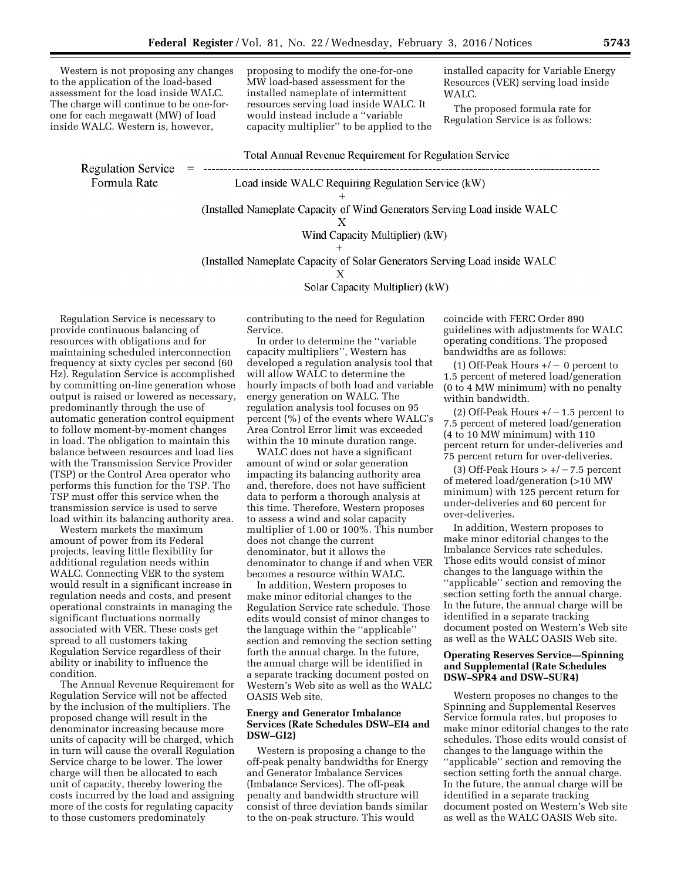Western is not proposing any changes to the application of the load-based assessment for the load inside WALC. The charge will continue to be one-for-one for each megawatt (MW) of load inside WALC. Western is, however, proposing to modify the one-for-one MW load-based assessment for the installed nameplate of intermittent resources serving load inside WALC. It would instead include a ''variable capacity multiplier'' to be applied to the installed capacity for Variable Energy Resources (VER) serving load inside WALC.

The proposed formula rate for Regulation Service is as follows:

$$\text{Regulation Service Formula Rate} = \frac{\text{Total Annual Revenue Requirement for Regulation Service}}{\begin{gathered}\text{Load inside WALC Requiring Regulation Service (kW)} \\ + \\ \text{(Installed Nameplate Capacity of Wind Generators Serving Load inside WALC} \\ \text{X} \\ \text{Wind Capacity Multiplier) (kW)} \\ + \\ \text{(Installed Nameplate Capacity of Solar Generators Serving Load inside WALC} \\ \text{X} \\ \text{Solar Capacity Multiplier) (kW)}\end{gathered}}$$

Regulation Service is necessary to provide continuous balancing of resources with obligations and for maintaining scheduled interconnection frequency at sixty cycles per second (60 Hz). Regulation Service is accomplished by committing on-line generation whose output is raised or lowered as necessary, predominantly through the use of automatic generation control equipment to follow moment-by-moment changes in load. The obligation to maintain this balance between resources and load lies with the Transmission Service Provider (TSP) or the Control Area operator who performs this function for the TSP. The TSP must offer this service when the transmission service is used to serve load within its balancing authority area.

Western markets the maximum amount of power from its Federal projects, leaving little flexibility for additional regulation needs within WALC. Connecting VER to the system would result in a significant increase in regulation needs and costs, and present operational constraints in managing the significant fluctuations normally associated with VER. These costs get spread to all customers taking Regulation Service regardless of their ability or inability to influence the condition.

The Annual Revenue Requirement for Regulation Service will not be affected by the inclusion of the multipliers. The proposed change will result in the denominator increasing because more units of capacity will be charged, which in turn will cause the overall Regulation Service charge to be lower. The lower charge will then be allocated to each unit of capacity, thereby lowering the costs incurred by the load and assigning more of the costs for regulating capacity to those customers predominately contributing to the need for Regulation Service.

In order to determine the ''variable capacity multipliers'', Western has developed a regulation analysis tool that will allow WALC to determine the hourly impacts of both load and variable energy generation on WALC. The regulation analysis tool focuses on 95 percent (%) of the events where WALC's Area Control Error limit was exceeded within the 10 minute duration range.

WALC does not have a significant amount of wind or solar generation impacting its balancing authority area and, therefore, does not have sufficient data to perform a thorough analysis at this time. Therefore, Western proposes to assess a wind and solar capacity multiplier of 1.00 or 100%. This number does not change the current denominator, but it allows the denominator to change if and when VER becomes a resource within WALC.

In addition, Western proposes to make minor editorial changes to the Regulation Service rate schedule. Those edits would consist of minor changes to the language within the ''applicable'' section and removing the section setting forth the annual charge. In the future, the annual charge will be identified in a separate tracking document posted on Western's Web site as well as the WALC OASIS Web site.

**Energy and Generator Imbalance Services (Rate Schedules DSW–EI4 and DSW–GI2)**

Western is proposing a change to the off-peak penalty bandwidths for Energy and Generator Imbalance Services (Imbalance Services). The off-peak penalty and bandwidth structure will consist of three deviation bands similar to the on-peak structure. This would coincide with FERC Order 890 guidelines with adjustments for WALC operating conditions. The proposed bandwidths are as follows:

(1) Off-Peak Hours +/− 0 percent to 1.5 percent of metered load/generation (0 to 4 MW minimum) with no penalty within bandwidth.

(2) Off-Peak Hours +/−1.5 percent to 7.5 percent of metered load/generation (4 to 10 MW minimum) with 110 percent return for under-deliveries and 75 percent return for over-deliveries.

(3) Off-Peak Hours > +/−7.5 percent of metered load/generation (>10 MW minimum) with 125 percent return for under-deliveries and 60 percent for over-deliveries.

In addition, Western proposes to make minor editorial changes to the Imbalance Services rate schedules. Those edits would consist of minor changes to the language within the ''applicable'' section and removing the section setting forth the annual charge. In the future, the annual charge will be identified in a separate tracking document posted on Western's Web site as well as the WALC OASIS Web site.

**Operating Reserves Service—Spinning and Supplemental (Rate Schedules DSW–SPR4 and DSW–SUR4)**

Western proposes no changes to the Spinning and Supplemental Reserves Service formula rates, but proposes to make minor editorial changes to the rate schedules. Those edits would consist of changes to the language within the ''applicable'' section and removing the section setting forth the annual charge. In the future, the annual charge will be identified in a separate tracking document posted on Western's Web site as well as the WALC OASIS Web site.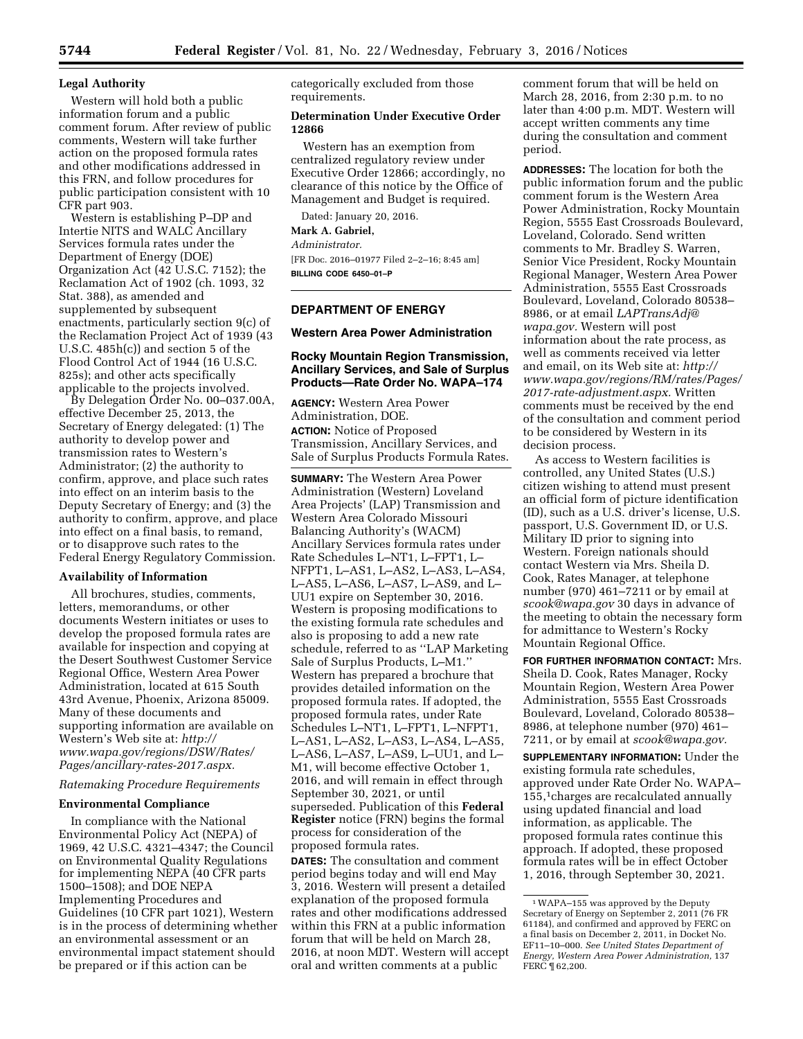### Legal Authority

Western will hold both a public information forum and a public comment forum. After review of public comments, Western will take further action on the proposed formula rates and other modifications addressed in this FRN, and follow procedures for public participation consistent with 10 CFR part 903.

Western is establishing P–DP and Intertie NITS and WALC Ancillary Services formula rates under the Department of Energy (DOE) Organization Act (42 U.S.C. 7152); the Reclamation Act of 1902 (ch. 1093, 32 Stat. 388), as amended and supplemented by subsequent enactments, particularly section 9(c) of the Reclamation Project Act of 1939 (43 U.S.C. 485h(c)) and section 5 of the Flood Control Act of 1944 (16 U.S.C. 825s); and other acts specifically applicable to the projects involved.

By Delegation Order No. 00–037.00A, effective December 25, 2013, the Secretary of Energy delegated: (1) The authority to develop power and transmission rates to Western's Administrator; (2) the authority to confirm, approve, and place such rates into effect on an interim basis to the Deputy Secretary of Energy; and (3) the authority to confirm, approve, and place into effect on a final basis, to remand, or to disapprove such rates to the Federal Energy Regulatory Commission.

### Availability of Information

All brochures, studies, comments, letters, memorandums, or other documents Western initiates or uses to develop the proposed formula rates are available for inspection and copying at the Desert Southwest Customer Service Regional Office, Western Area Power Administration, located at 615 South 43rd Avenue, Phoenix, Arizona 85009. Many of these documents and supporting information are available on Western's Web site at: *http://www.wapa.gov/regions/DSW/Rates/Pages/ancillary-rates-2017.aspx.*

*Ratemaking Procedure Requirements*

### Environmental Compliance

In compliance with the National Environmental Policy Act (NEPA) of 1969, 42 U.S.C. 4321–4347; the Council on Environmental Quality Regulations for implementing NEPA (40 CFR parts 1500–1508); and DOE NEPA Implementing Procedures and Guidelines (10 CFR part 1021), Western is in the process of determining whether an environmental assessment or an environmental impact statement should be prepared or if this action can be categorically excluded from those requirements.

### Determination Under Executive Order 12866

Western has an exemption from centralized regulatory review under Executive Order 12866; accordingly, no clearance of this notice by the Office of Management and Budget is required.

Dated: January 20, 2016.

**Mark A. Gabriel,**

*Administrator.*

[FR Doc. 2016–01977 Filed 2–2–16; 8:45 am]

**BILLING CODE 6450–01–P**

---

## DEPARTMENT OF ENERGY

### Western Area Power Administration

### Rocky Mountain Region Transmission, Ancillary Services, and Sale of Surplus Products—Rate Order No. WAPA–174

**AGENCY:** Western Area Power Administration, DOE.

**ACTION:** Notice of Proposed Transmission, Ancillary Services, and Sale of Surplus Products Formula Rates.

**SUMMARY:** The Western Area Power Administration (Western) Loveland Area Projects' (LAP) Transmission and Western Area Colorado Missouri Balancing Authority's (WACM) Ancillary Services formula rates under Rate Schedules L–NT1, L–FPT1, L–NFPT1, L–AS1, L–AS2, L–AS3, L–AS4, L–AS5, L–AS6, L–AS7, L–AS9, and L–UU1 expire on September 30, 2016. Western is proposing modifications to the existing formula rate schedules and also is proposing to add a new rate schedule, referred to as ''LAP Marketing Sale of Surplus Products, L–M1.'' Western has prepared a brochure that provides detailed information on the proposed formula rates. If adopted, the proposed formula rates, under Rate Schedules L–NT1, L–FPT1, L–NFPT1, L–AS1, L–AS2, L–AS3, L–AS4, L–AS5, L–AS6, L–AS7, L–AS9, L–UU1, and L–M1, will become effective October 1, 2016, and will remain in effect through September 30, 2021, or until superseded. Publication of this **Federal Register** notice (FRN) begins the formal process for consideration of the proposed formula rates.

**DATES:** The consultation and comment period begins today and will end May 3, 2016. Western will present a detailed explanation of the proposed formula rates and other modifications addressed within this FRN at a public information forum that will be held on March 28, 2016, at noon MDT. Western will accept oral and written comments at a public comment forum that will be held on March 28, 2016, from 2:30 p.m. to no later than 4:00 p.m. MDT. Western will accept written comments any time during the consultation and comment period.

**ADDRESSES:** The location for both the public information forum and the public comment forum is the Western Area Power Administration, Rocky Mountain Region, 5555 East Crossroads Boulevard, Loveland, Colorado. Send written comments to Mr. Bradley S. Warren, Senior Vice President, Rocky Mountain Regional Manager, Western Area Power Administration, 5555 East Crossroads Boulevard, Loveland, Colorado 80538–8986, or at email *LAPTransAdj@wapa.gov.* Western will post information about the rate process, as well as comments received via letter and email, on its Web site at: *http://www.wapa.gov/regions/RM/rates/Pages/2017-rate-adjustment.aspx.* Written comments must be received by the end of the consultation and comment period to be considered by Western in its decision process.

As access to Western facilities is controlled, any United States (U.S.) citizen wishing to attend must present an official form of picture identification (ID), such as a U.S. driver's license, U.S. passport, U.S. Government ID, or U.S. Military ID prior to signing into Western. Foreign nationals should contact Western via Mrs. Sheila D. Cook, Rates Manager, at telephone number (970) 461–7211 or by email at *scook@wapa.gov* 30 days in advance of the meeting to obtain the necessary form for admittance to Western's Rocky Mountain Regional Office.

**FOR FURTHER INFORMATION CONTACT:** Mrs. Sheila D. Cook, Rates Manager, Rocky Mountain Region, Western Area Power Administration, 5555 East Crossroads Boulevard, Loveland, Colorado 80538–8986, at telephone number (970) 461–7211, or by email at *scook@wapa.gov.*

**SUPPLEMENTARY INFORMATION:** Under the existing formula rate schedules, approved under Rate Order No. WAPA–155,[1] charges are recalculated annually using updated financial and load information, as applicable. The proposed formula rates continue this approach. If adopted, these proposed formula rates will be in effect October 1, 2016, through September 30, 2021.

---

[1] WAPA–155 was approved by the Deputy Secretary of Energy on September 2, 2011 (76 FR 61184), and confirmed and approved by FERC on a final basis on December 2, 2011, in Docket No. EF11–10–000. *See United States Department of Energy, Western Area Power Administration,* 137 FERC ¶ 62,200.